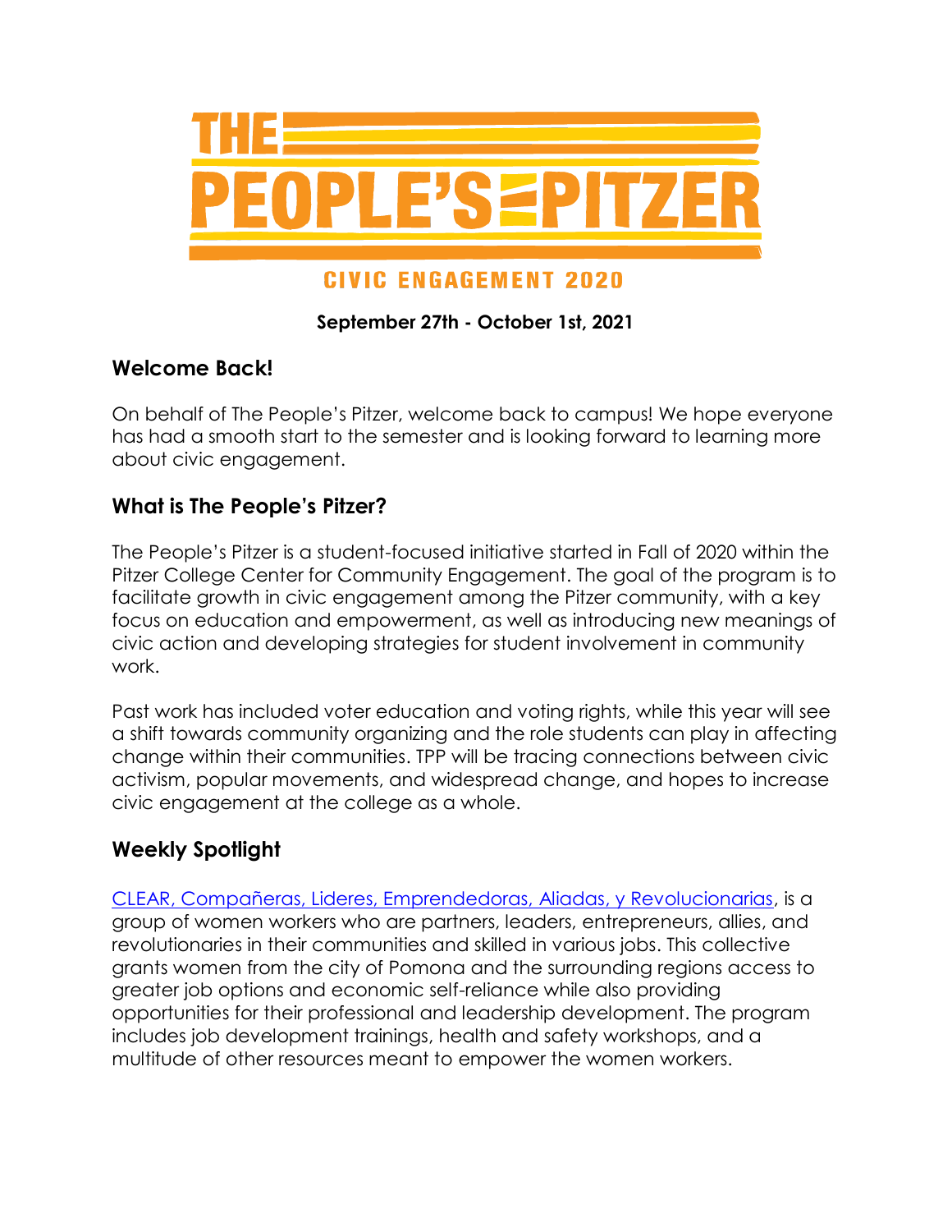# THE PEOPLE'S PITZER

## CIVIC ENGAGEMENT 2020

**September 27th - October 1st, 2021**

## Welcome Back!

On behalf of The People's Pitzer, welcome back to campus! We hope everyone has had a smooth start to the semester and is looking forward to learning more about civic engagement.

## What is The People's Pitzer?

The People's Pitzer is a student-focused initiative started in Fall of 2020 within the Pitzer College Center for Community Engagement. The goal of the program is to facilitate growth in civic engagement among the Pitzer community, with a key focus on education and empowerment, as well as introducing new meanings of civic action and developing strategies for student involvement in community work.

Past work has included voter education and voting rights, while this year will see a shift towards community organizing and the role students can play in affecting change within their communities. TPP will be tracing connections between civic activism, popular movements, and widespread change, and hopes to increase civic engagement at the college as a whole.

## Weekly Spotlight

CLEAR, Compañeras, Lideres, Emprendedoras, Aliadas, y Revolucionarias, is a group of women workers who are partners, leaders, entrepreneurs, allies, and revolutionaries in their communities and skilled in various jobs. This collective grants women from the city of Pomona and the surrounding regions access to greater job options and economic self-reliance while also providing opportunities for their professional and leadership development. The program includes job development trainings, health and safety workshops, and a multitude of other resources meant to empower the women workers.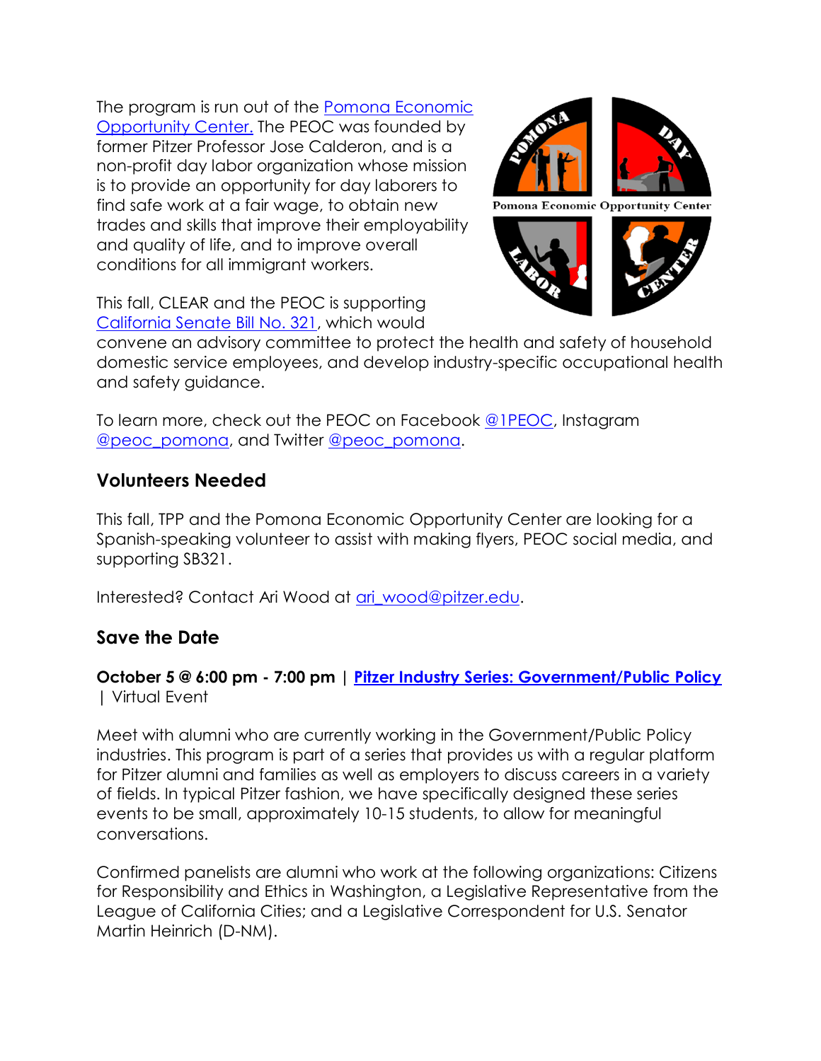The program is run out of the [Pomona Economic Opportunity Center.](#) The PEOC was founded by former Pitzer Professor Jose Calderon, and is a non-profit day labor organization whose mission is to provide an opportunity for day laborers to find safe work at a fair wage, to obtain new trades and skills that improve their employability and quality of life, and to improve overall conditions for all immigrant workers.

This fall, CLEAR and the PEOC is supporting [California Senate Bill No. 321](#), which would convene an advisory committee to protect the health and safety of household domestic service employees, and develop industry-specific occupational health and safety guidance.

To learn more, check out the PEOC on Facebook [@1PEOC](#), Instagram [@peoc_pomona](#), and Twitter [@peoc_pomona](#).

### Volunteers Needed

This fall, TPP and the Pomona Economic Opportunity Center are looking for a Spanish-speaking volunteer to assist with making flyers, PEOC social media, and supporting SB321.

Interested? Contact Ari Wood at [ari_wood@pitzer.edu](mailto:ari_wood@pitzer.edu).

### Save the Date

**October 5 @ 6:00 pm - 7:00 pm** | **[Pitzer Industry Series: Government/Public Policy](#)** | Virtual Event

Meet with alumni who are currently working in the Government/Public Policy industries. This program is part of a series that provides us with a regular platform for Pitzer alumni and families as well as employers to discuss careers in a variety of fields. In typical Pitzer fashion, we have specifically designed these series events to be small, approximately 10-15 students, to allow for meaningful conversations.

Confirmed panelists are alumni who work at the following organizations: Citizens for Responsibility and Ethics in Washington, a Legislative Representative from the League of California Cities; and a Legislative Correspondent for U.S. Senator Martin Heinrich (D-NM).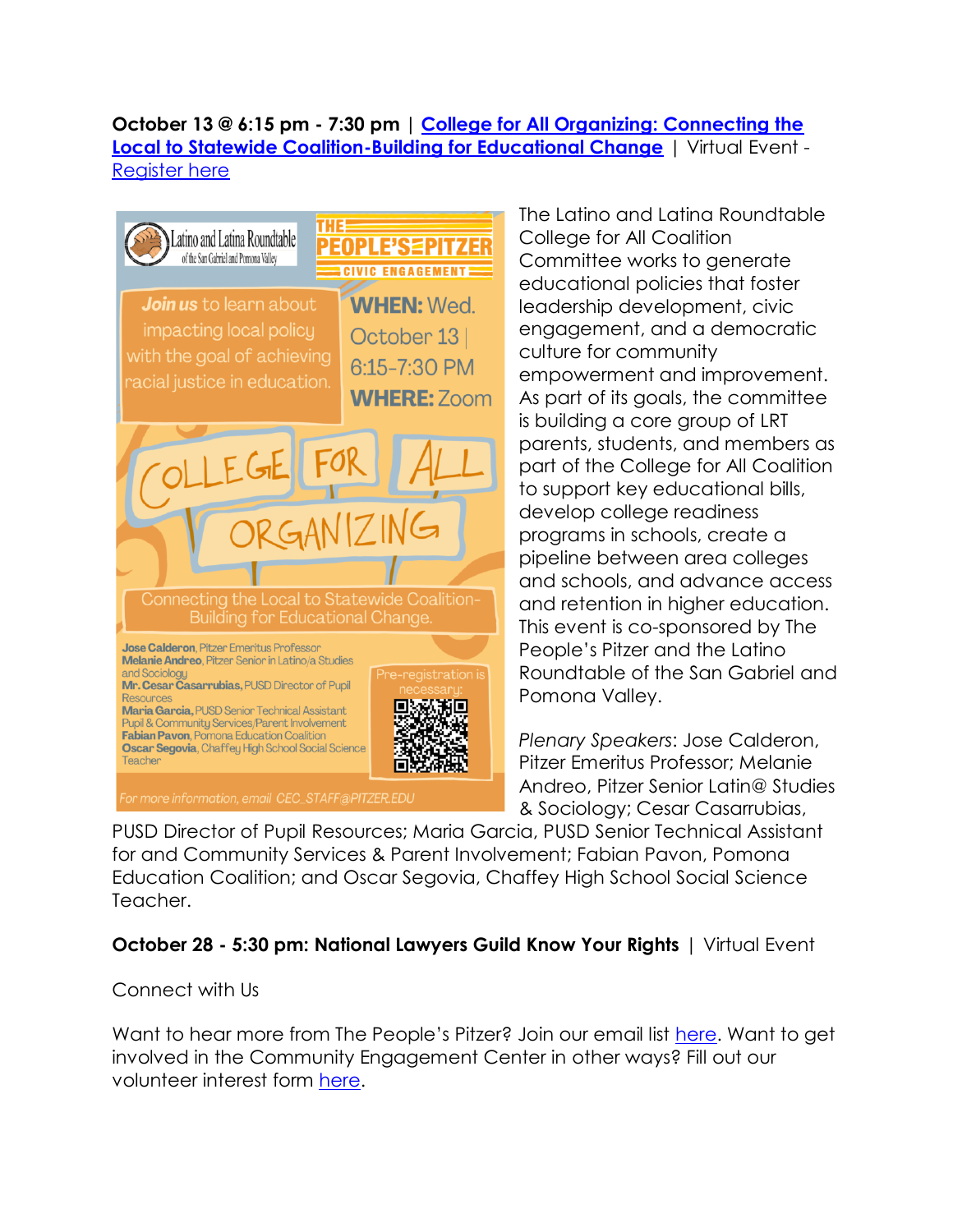**October 13 @ 6:15 pm - 7:30 pm** | **[College for All Organizing: Connecting the Local to Statewide Coalition-Building for Educational Change](#)** | Virtual Event - [Register here](#)

Latino and Latina Roundtable of the San Gabriel and Pomona Valley

THE PEOPLE'S PITZER CIVIC ENGAGEMENT

**Join us** to learn about impacting local policy with the goal of achieving racial justice in education.

**WHEN:** Wed. October 13 | 6:15-7:30 PM

**WHERE:** Zoom

COLLEGE FOR ALL ORGANIZING

Connecting the Local to Statewide Coalition-Building for Educational Change.

**Jose Calderon**, Pitzer Emeritus Professor
**Melanie Andreo**, Pitzer Senior in Latino/a Studies and Sociology
**Mr. Cesar Casarrubias,** PUSD Director of Pupil Resources
**Maria Garcia**, PUSD Senior Technical Assistant Pupil & Community Services/Parent Involvement
**Fabian Pavon**, Pomona Education Coalition
**Oscar Segovia**, Chaffey High School Social Science Teacher

Pre-registration is necessary:

*For more information, email CEC_STAFF@PITZER.EDU*

The Latino and Latina Roundtable College for All Coalition Committee works to generate educational policies that foster leadership development, civic engagement, and a democratic culture for community empowerment and improvement. As part of its goals, the committee is building a core group of LRT parents, students, and members as part of the College for All Coalition to support key educational bills, develop college readiness programs in schools, create a pipeline between area colleges and schools, and advance access and retention in higher education. This event is co-sponsored by The People's Pitzer and the Latino Roundtable of the San Gabriel and Pomona Valley.

*Plenary Speakers*: Jose Calderon, Pitzer Emeritus Professor; Melanie Andreo, Pitzer Senior Latin@ Studies & Sociology; Cesar Casarrubias, PUSD Director of Pupil Resources; Maria Garcia, PUSD Senior Technical Assistant for and Community Services & Parent Involvement; Fabian Pavon, Pomona Education Coalition; and Oscar Segovia, Chaffey High School Social Science Teacher.

**October 28 - 5:30 pm: National Lawyers Guild Know Your Rights** | Virtual Event

Connect with Us

Want to hear more from The People's Pitzer? Join our email list [here](#). Want to get involved in the Community Engagement Center in other ways? Fill out our volunteer interest form [here](#).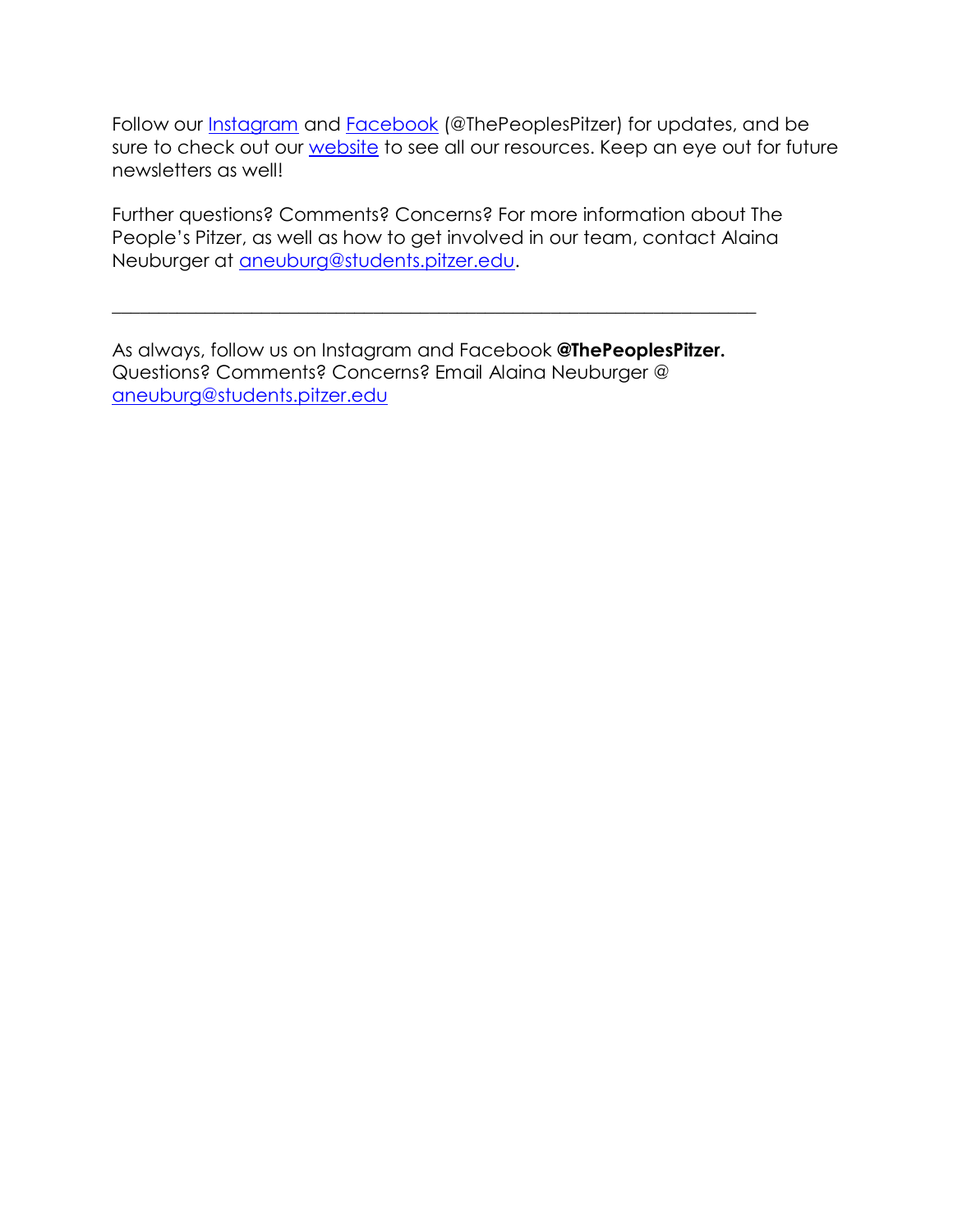Follow our Instagram and Facebook (@ThePeoplesPitzer) for updates, and be sure to check out our website to see all our resources. Keep an eye out for future newsletters as well!

Further questions? Comments? Concerns? For more information about The People's Pitzer, as well as how to get involved in our team, contact Alaina Neuburger at aneuburg@students.pitzer.edu.

---

As always, follow us on Instagram and Facebook **@ThePeoplesPitzer.**
Questions? Comments? Concerns? Email Alaina Neuburger @ aneuburg@students.pitzer.edu